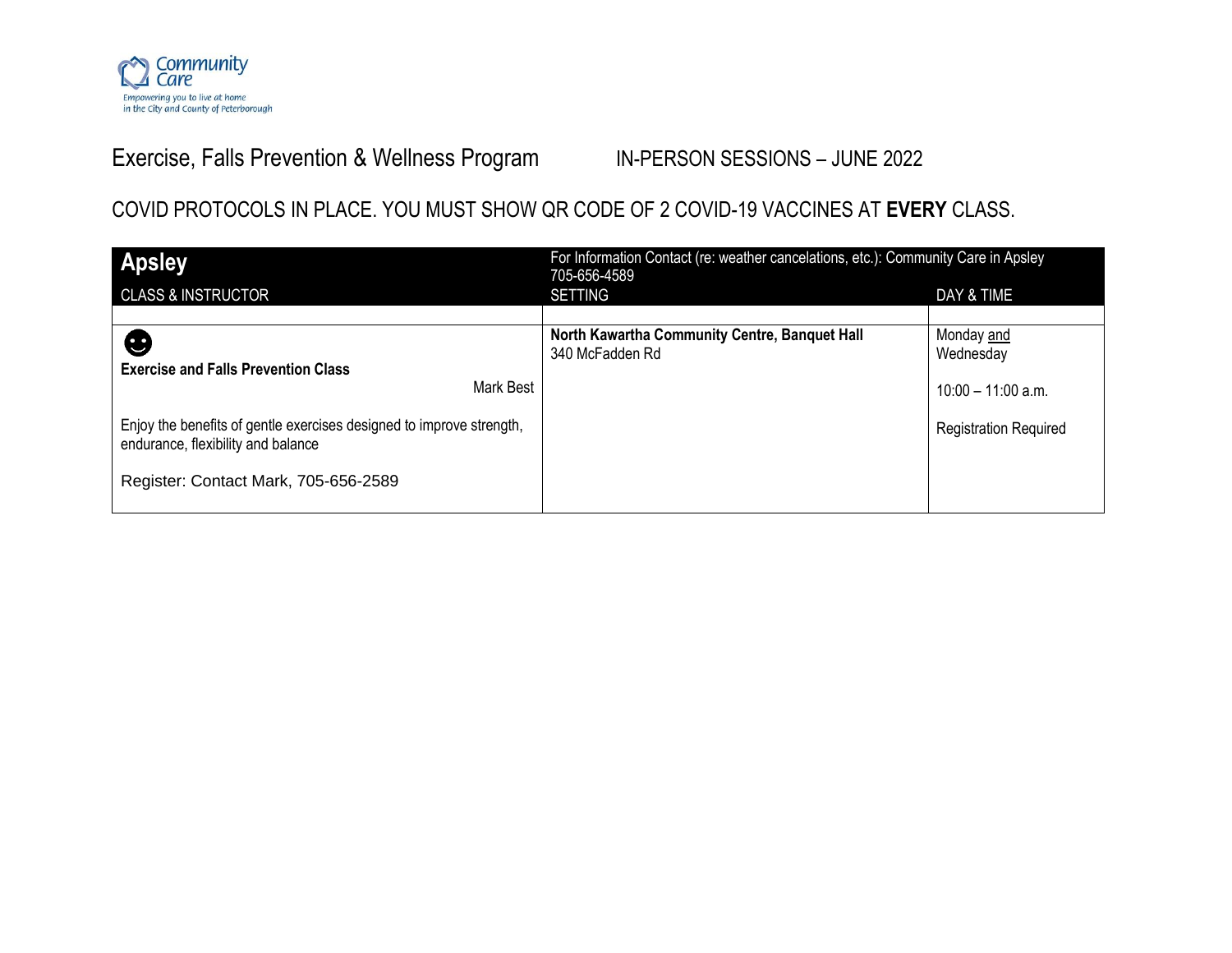Community Care
Empowering you to live at home in the City and County of Peterborough

# Exercise, Falls Prevention & Wellness Program

IN-PERSON SESSIONS – JUNE 2022

COVID PROTOCOLS IN PLACE. YOU MUST SHOW QR CODE OF 2 COVID-19 VACCINES AT **EVERY** CLASS.

| **Apsley** | For Information Contact (re: weather cancelations, etc.): Community Care in Apsley 705-656-4589 | |
|---|---|---|
| CLASS & INSTRUCTOR | SETTING | DAY & TIME |
| | | |
| ☻ **Exercise and Falls Prevention Class** Mark Best<br><br>Enjoy the benefits of gentle exercises designed to improve strength, endurance, flexibility and balance<br><br>Register: Contact Mark, 705-656-2589 | **North Kawartha Community Centre, Banquet Hall**<br>340 McFadden Rd | Monday and Wednesday<br><br>10:00 – 11:00 a.m.<br><br>Registration Required |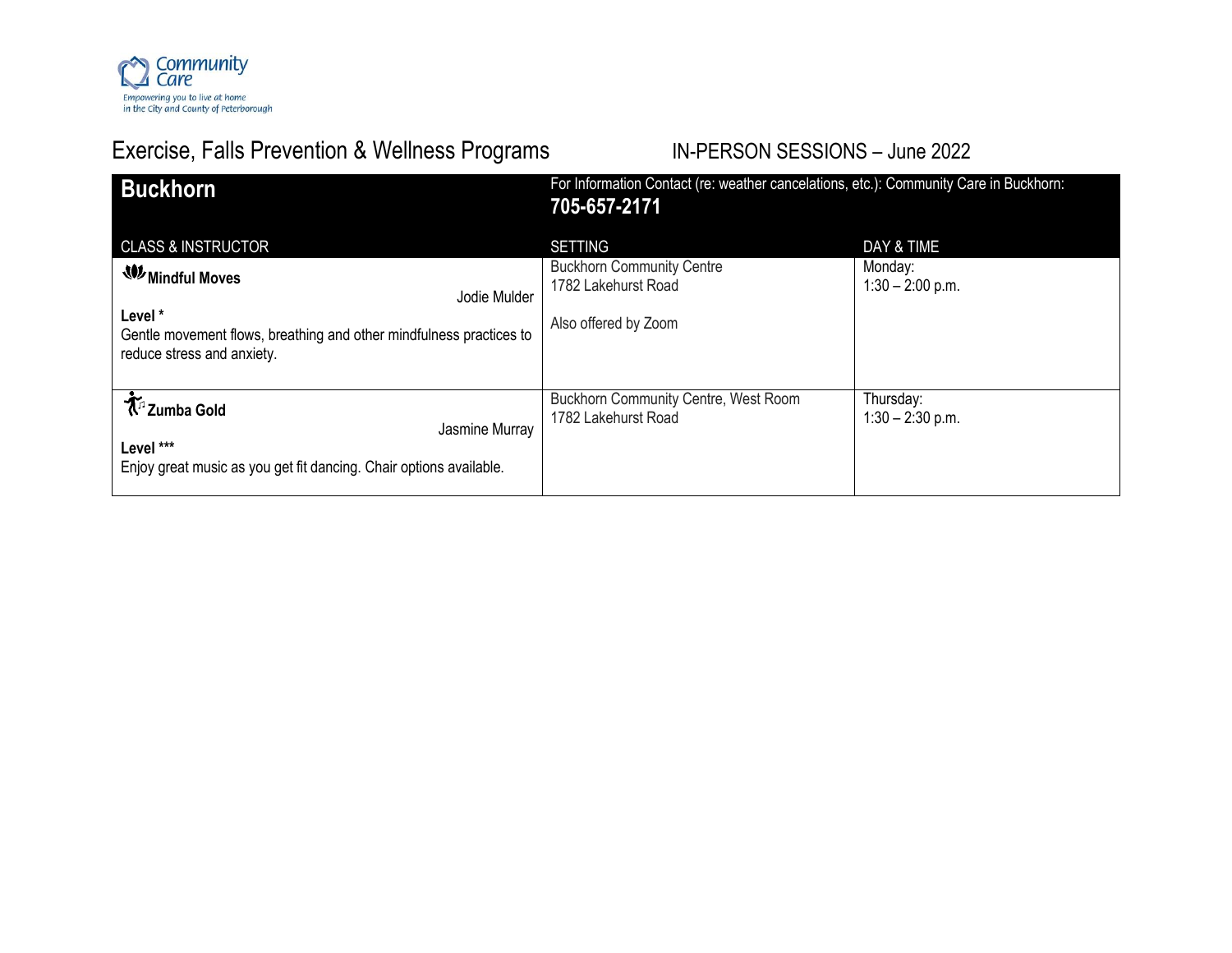Community Care
Empowering you to live at home in the City and County of Peterborough

# Exercise, Falls Prevention & Wellness Programs

IN-PERSON SESSIONS – June 2022

## Buckhorn

For Information Contact (re: weather cancelations, etc.): Community Care in Buckhorn: **705-657-2171**

| CLASS & INSTRUCTOR | SETTING | DAY & TIME |
| --- | --- | --- |
| **Mindful Moves**<br>Jodie Mulder<br>**Level ***<br>Gentle movement flows, breathing and other mindfulness practices to reduce stress and anxiety. | Buckhorn Community Centre<br>1782 Lakehurst Road<br><br>Also offered by Zoom | Monday:<br>1:30 – 2:00 p.m. |
| **Zumba Gold**<br>Jasmine Murray<br>**Level *****<br>Enjoy great music as you get fit dancing. Chair options available. | Buckhorn Community Centre, West Room<br>1782 Lakehurst Road | Thursday:<br>1:30 – 2:30 p.m. |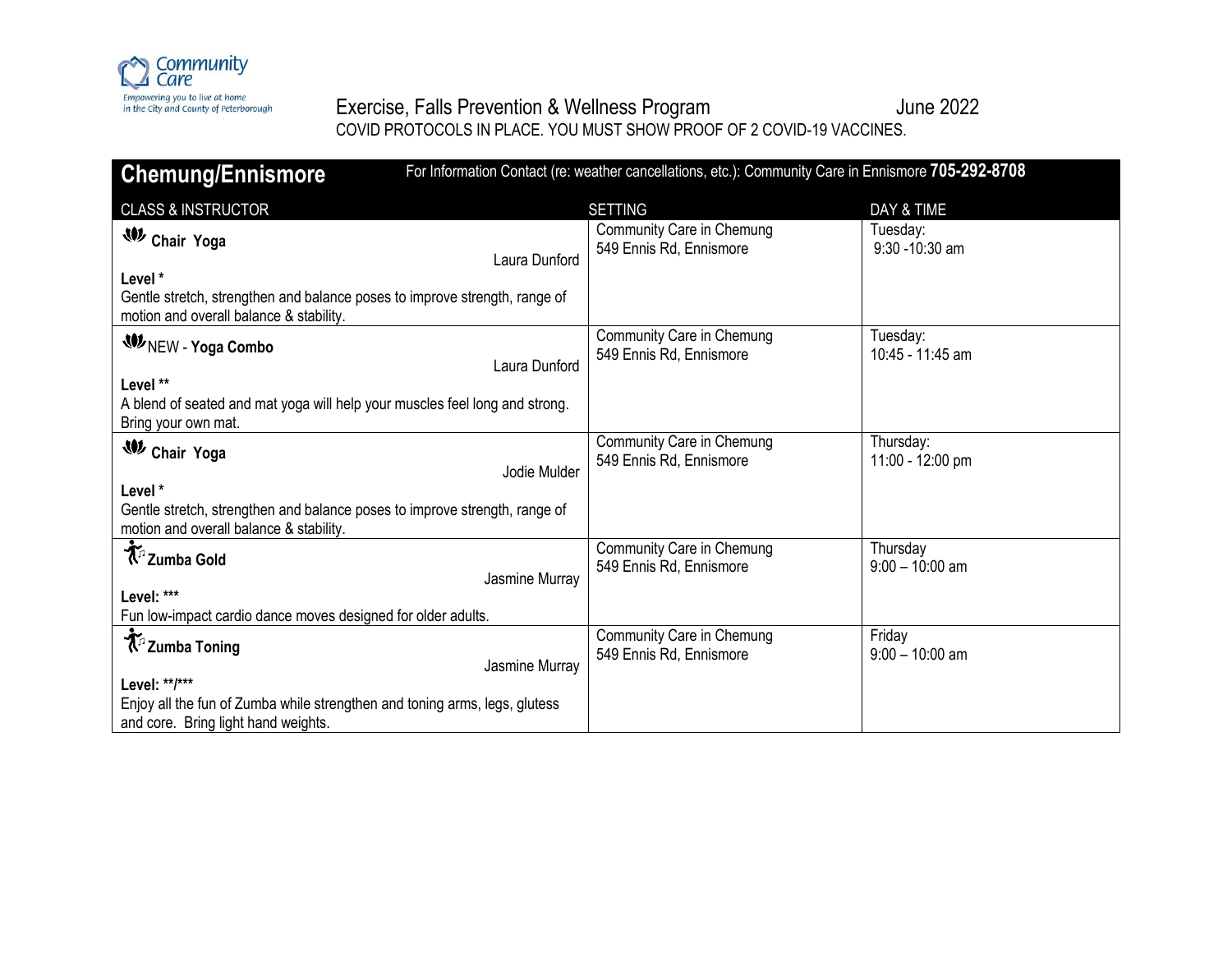Community Care
Empowering you to live at home in the City and County of Peterborough

Exercise, Falls Prevention & Wellness Program June 2022

COVID PROTOCOLS IN PLACE. YOU MUST SHOW PROOF OF 2 COVID-19 VACCINES.

## Chemung/Ennismore

For Information Contact (re: weather cancellations, etc.): Community Care in Ennismore **705-292-8708**

| CLASS & INSTRUCTOR | SETTING | DAY & TIME |
|---|---|---|
| **Chair Yoga**<br>Laura Dunford<br>**Level** *<br>Gentle stretch, strengthen and balance poses to improve strength, range of motion and overall balance & stability. | Community Care in Chemung<br>549 Ennis Rd, Ennismore | Tuesday:<br>9:30 -10:30 am |
| NEW - **Yoga Combo**<br>Laura Dunford<br>**Level** **<br>A blend of seated and mat yoga will help your muscles feel long and strong. Bring your own mat. | Community Care in Chemung<br>549 Ennis Rd, Ennismore | Tuesday:<br>10:45 - 11:45 am |
| **Chair Yoga**<br>Jodie Mulder<br>**Level** *<br>Gentle stretch, strengthen and balance poses to improve strength, range of motion and overall balance & stability. | Community Care in Chemung<br>549 Ennis Rd, Ennismore | Thursday:<br>11:00 - 12:00 pm |
| **Zumba Gold**<br>Jasmine Murray<br>**Level: *****<br>Fun low-impact cardio dance moves designed for older adults. | Community Care in Chemung<br>549 Ennis Rd, Ennismore | Thursday<br>9:00 – 10:00 am |
| **Zumba Toning**<br>Jasmine Murray<br>**Level: **/*****<br>Enjoy all the fun of Zumba while strengthen and toning arms, legs, glutess and core. Bring light hand weights. | Community Care in Chemung<br>549 Ennis Rd, Ennismore | Friday<br>9:00 – 10:00 am |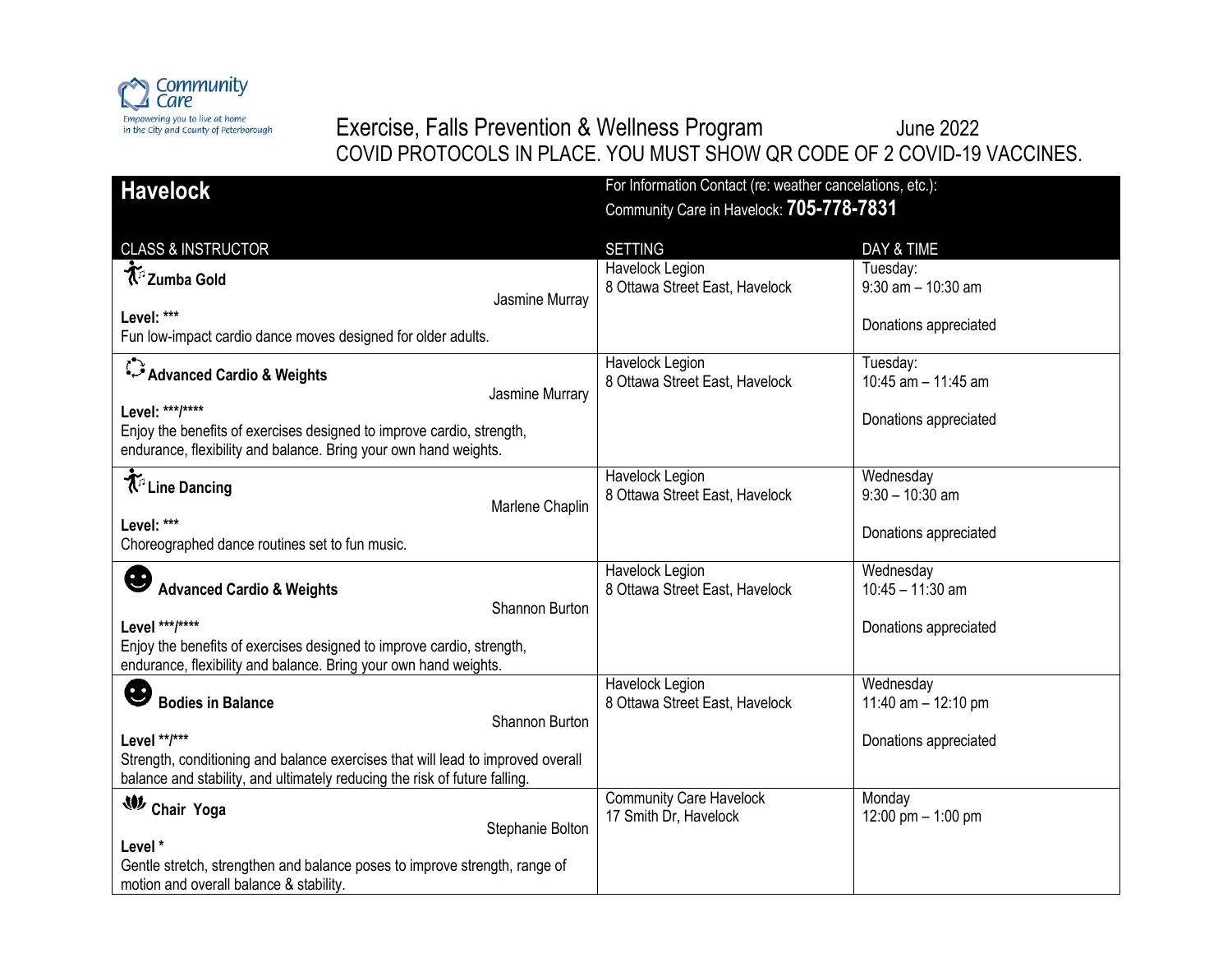Community Care
Empowering you to live at home in the City and County of Peterborough

# Exercise, Falls Prevention & Wellness Program June 2022

COVID PROTOCOLS IN PLACE. YOU MUST SHOW QR CODE OF 2 COVID-19 VACCINES.

## Havelock

For Information Contact (re: weather cancelations, etc.):
Community Care in Havelock: **705-778-7831**

| CLASS & INSTRUCTOR | SETTING | DAY & TIME |
|---|---|---|
| **Zumba Gold** Jasmine Murray<br>**Level: ***<br>Fun low-impact cardio dance moves designed for older adults. | Havelock Legion<br>8 Ottawa Street East, Havelock | Tuesday:<br>9:30 am – 10:30 am<br><br>Donations appreciated |
| **Advanced Cardio & Weights** Jasmine Murray<br>**Level: ***/******<br>Enjoy the benefits of exercises designed to improve cardio, strength, endurance, flexibility and balance. Bring your own hand weights. | Havelock Legion<br>8 Ottawa Street East, Havelock | Tuesday:<br>10:45 am – 11:45 am<br><br>Donations appreciated |
| **Line Dancing** Marlene Chaplin<br>**Level: ***<br>Choreographed dance routines set to fun music. | Havelock Legion<br>8 Ottawa Street East, Havelock | Wednesday<br>9:30 – 10:30 am<br><br>Donations appreciated |
| **Advanced Cardio & Weights** Shannon Burton<br>**Level ***/******<br>Enjoy the benefits of exercises designed to improve cardio, strength, endurance, flexibility and balance. Bring your own hand weights. | Havelock Legion<br>8 Ottawa Street East, Havelock | Wednesday<br>10:45 – 11:30 am<br><br>Donations appreciated |
| **Bodies in Balance** Shannon Burton<br>**Level **/*****<br>Strength, conditioning and balance exercises that will lead to improved overall balance and stability, and ultimately reducing the risk of future falling. | Havelock Legion<br>8 Ottawa Street East, Havelock | Wednesday<br>11:40 am – 12:10 pm<br><br>Donations appreciated |
| **Chair Yoga** Stephanie Bolton<br>**Level ***<br>Gentle stretch, strengthen and balance poses to improve strength, range of motion and overall balance & stability. | Community Care Havelock<br>17 Smith Dr, Havelock | Monday<br>12:00 pm – 1:00 pm |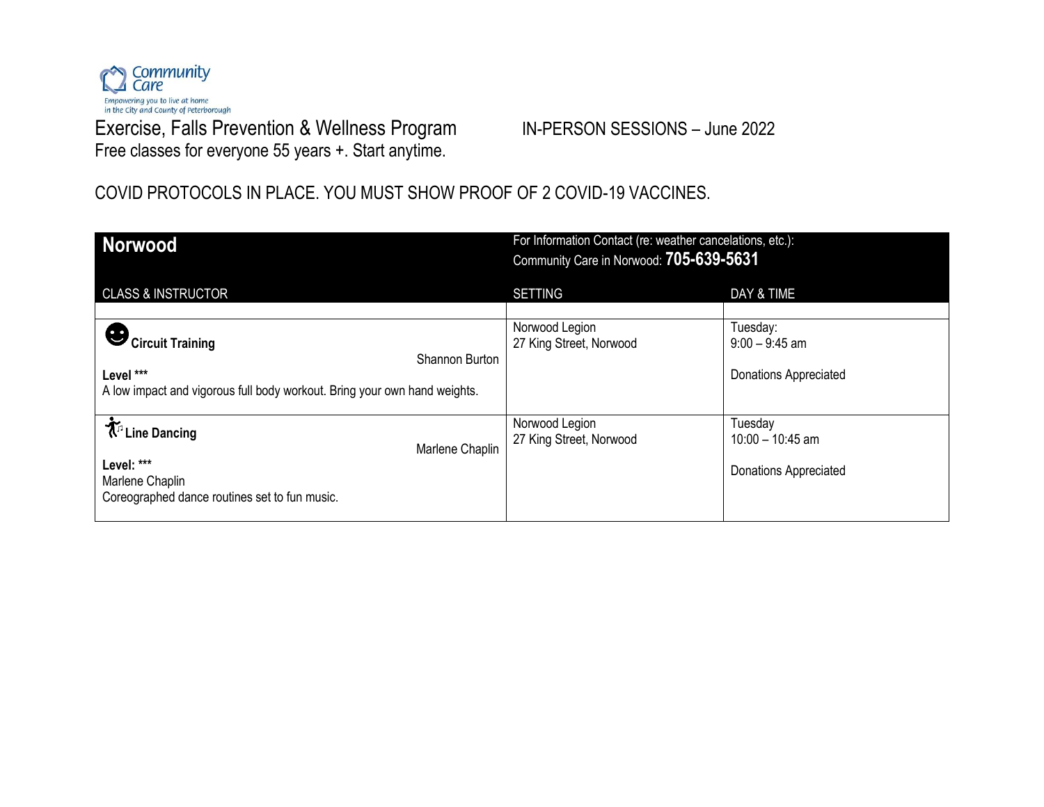Community Care

Empowering you to live at home in the City and County of Peterborough

Exercise, Falls Prevention & Wellness Program

IN-PERSON SESSIONS – June 2022

Free classes for everyone 55 years +. Start anytime.

COVID PROTOCOLS IN PLACE. YOU MUST SHOW PROOF OF 2 COVID-19 VACCINES.

| **Norwood** | For Information Contact (re: weather cancelations, etc.): Community Care in Norwood: **705-639-5631** | |
|---|---|---|
| CLASS & INSTRUCTOR | SETTING | DAY & TIME |
| **Circuit Training**<br>Shannon Burton<br>**Level** \*\*\*<br>A low impact and vigorous full body workout. Bring your own hand weights. | Norwood Legion<br>27 King Street, Norwood | Tuesday:<br>9:00 – 9:45 am<br><br>Donations Appreciated |
| **Line Dancing**<br>Marlene Chaplin<br>**Level:** \*\*\*<br>Marlene Chaplin<br>Coreographed dance routines set to fun music. | Norwood Legion<br>27 King Street, Norwood | Tuesday<br>10:00 – 10:45 am<br><br>Donations Appreciated |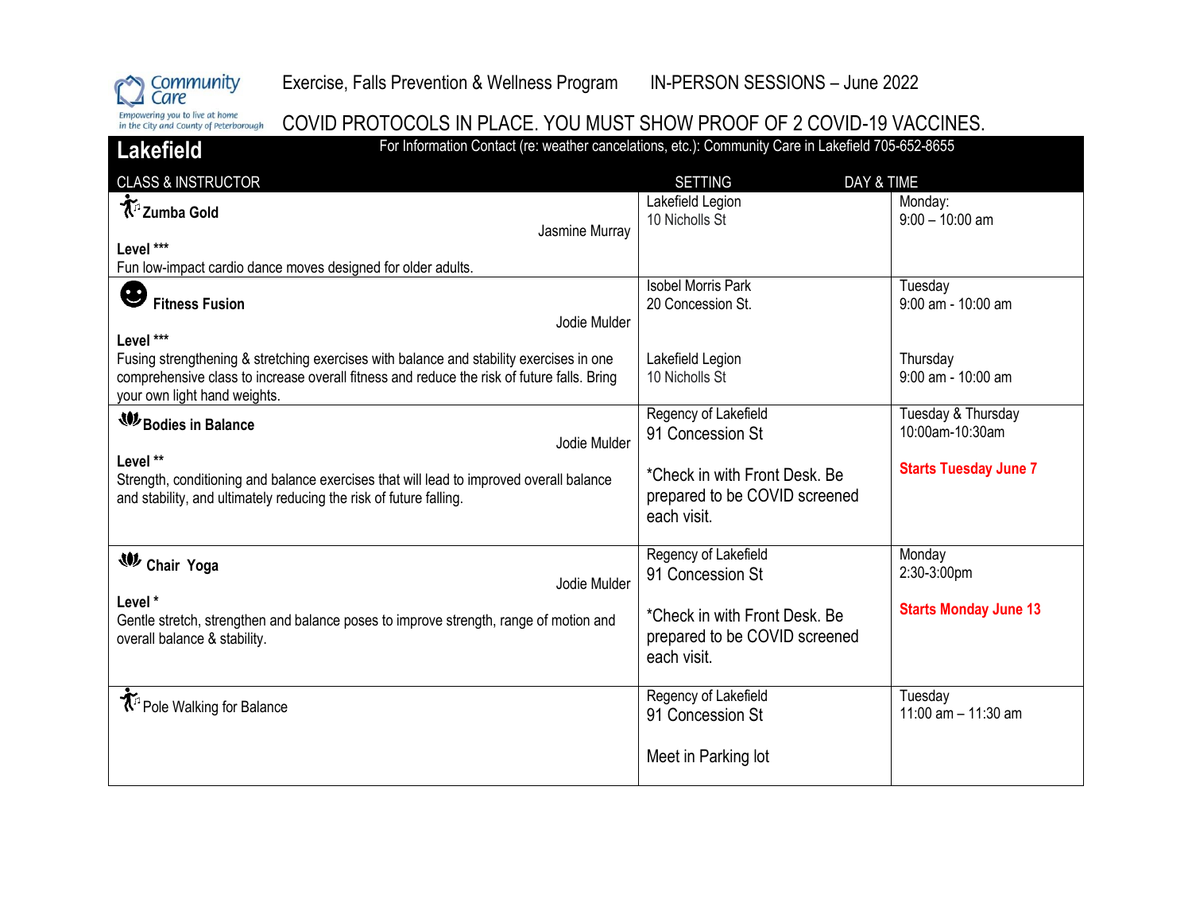Exercise, Falls Prevention & Wellness Program IN-PERSON SESSIONS – June 2022

COVID PROTOCOLS IN PLACE. YOU MUST SHOW PROOF OF 2 COVID-19 VACCINES.

## Lakefield

For Information Contact (re: weather cancelations, etc.): Community Care in Lakefield 705-652-8655

| CLASS & INSTRUCTOR | SETTING | DAY & TIME |
|---|---|---|
| **Zumba Gold**<br>Jasmine Murray<br>**Level** ***<br>Fun low-impact cardio dance moves designed for older adults. | Lakefield Legion<br>10 Nicholls St | Monday:<br>9:00 – 10:00 am |
| **Fitness Fusion**<br>Jodie Mulder<br>**Level** ***<br>Fusing strengthening & stretching exercises with balance and stability exercises in one comprehensive class to increase overall fitness and reduce the risk of future falls. Bring your own light hand weights. | Isobel Morris Park<br>20 Concession St.<br><br>Lakefield Legion<br>10 Nicholls St | Tuesday<br>9:00 am - 10:00 am<br><br>Thursday<br>9:00 am - 10:00 am |
| **Bodies in Balance**<br>Jodie Mulder<br>**Level** **<br>Strength, conditioning and balance exercises that will lead to improved overall balance and stability, and ultimately reducing the risk of future falling. | Regency of Lakefield<br>91 Concession St<br><br>*Check in with Front Desk. Be prepared to be COVID screened each visit. | Tuesday & Thursday<br>10:00am-10:30am<br><br>**Starts Tuesday June 7** |
| **Chair Yoga**<br>Jodie Mulder<br>**Level** *<br>Gentle stretch, strengthen and balance poses to improve strength, range of motion and overall balance & stability. | Regency of Lakefield<br>91 Concession St<br><br>*Check in with Front Desk. Be prepared to be COVID screened each visit. | Monday<br>2:30-3:00pm<br><br>**Starts Monday June 13** |
| Pole Walking for Balance | Regency of Lakefield<br>91 Concession St<br><br>Meet in Parking lot | Tuesday<br>11:00 am – 11:30 am |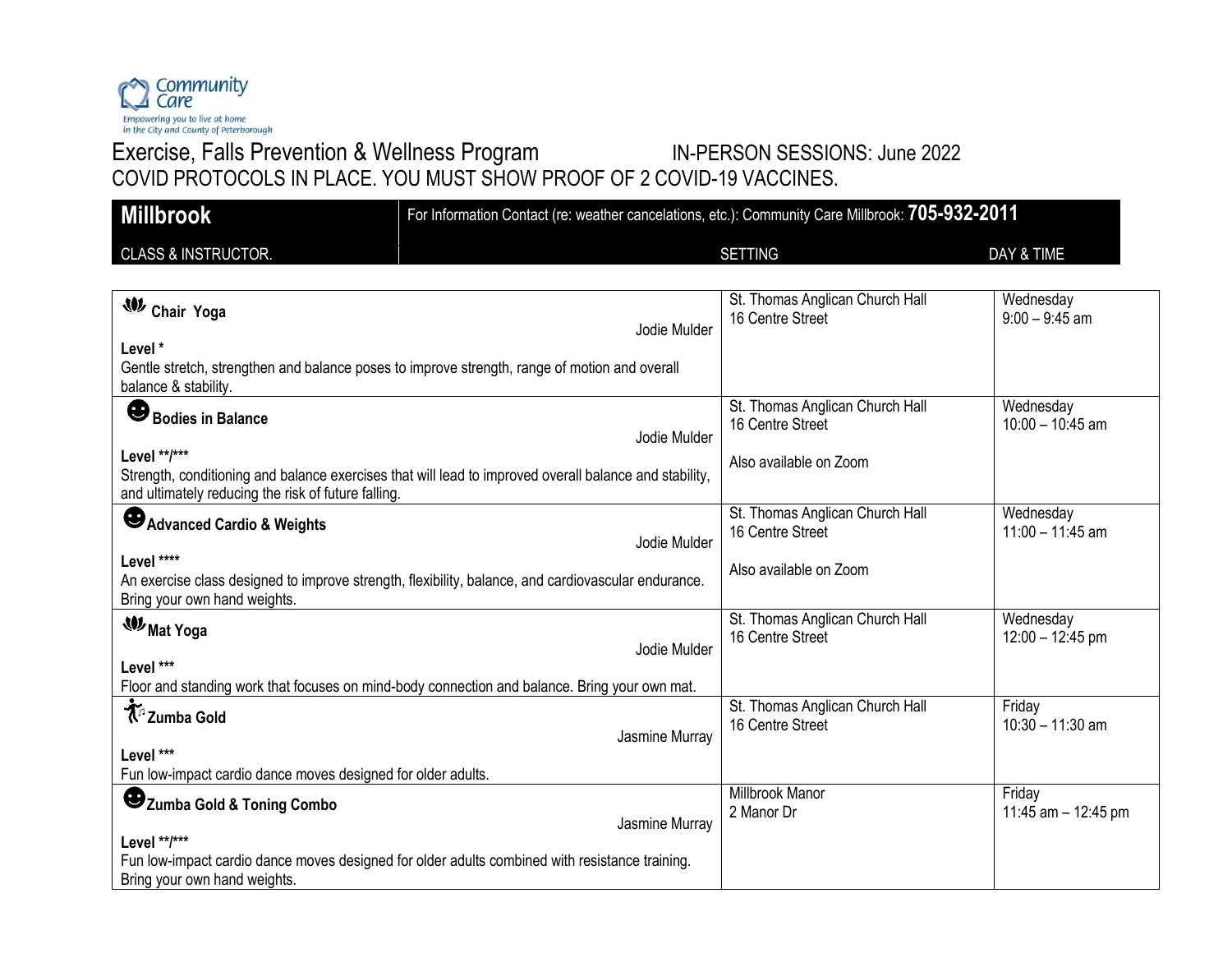Community Care
Empowering you to live at home in the City and County of Peterborough

# Exercise, Falls Prevention & Wellness Program — IN-PERSON SESSIONS: June 2022

COVID PROTOCOLS IN PLACE. YOU MUST SHOW PROOF OF 2 COVID-19 VACCINES.

## Millbrook

For Information Contact (re: weather cancelations, etc.): Community Care Millbrook: **705-932-2011**

| CLASS & INSTRUCTOR. | SETTING | DAY & TIME |
|---|---|---|
| **Chair Yoga**<br>Jodie Mulder<br>**Level** *<br>Gentle stretch, strengthen and balance poses to improve strength, range of motion and overall balance & stability. | St. Thomas Anglican Church Hall<br>16 Centre Street | Wednesday<br>9:00 – 9:45 am |
| **Bodies in Balance**<br>Jodie Mulder<br>**Level** **/***<br>Strength, conditioning and balance exercises that will lead to improved overall balance and stability, and ultimately reducing the risk of future falling. | St. Thomas Anglican Church Hall<br>16 Centre Street<br><br>Also available on Zoom | Wednesday<br>10:00 – 10:45 am |
| **Advanced Cardio & Weights**<br>Jodie Mulder<br>**Level** ****<br>An exercise class designed to improve strength, flexibility, balance, and cardiovascular endurance. Bring your own hand weights. | St. Thomas Anglican Church Hall<br>16 Centre Street<br><br>Also available on Zoom | Wednesday<br>11:00 – 11:45 am |
| **Mat Yoga**<br>Jodie Mulder<br>**Level** ***<br>Floor and standing work that focuses on mind-body connection and balance. Bring your own mat. | St. Thomas Anglican Church Hall<br>16 Centre Street | Wednesday<br>12:00 – 12:45 pm |
| **Zumba Gold**<br>Jasmine Murray<br>**Level** ***<br>Fun low-impact cardio dance moves designed for older adults. | St. Thomas Anglican Church Hall<br>16 Centre Street | Friday<br>10:30 – 11:30 am |
| **Zumba Gold & Toning Combo**<br>Jasmine Murray<br>**Level** **/***<br>Fun low-impact cardio dance moves designed for older adults combined with resistance training. Bring your own hand weights. | Millbrook Manor<br>2 Manor Dr | Friday<br>11:45 am – 12:45 pm |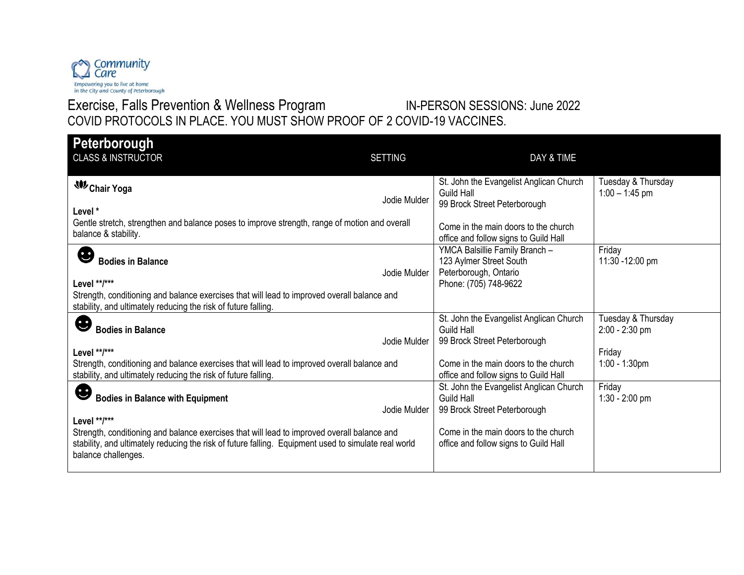Community Care
Empowering you to live at home in the City and County of Peterborough

Exercise, Falls Prevention & Wellness Program IN-PERSON SESSIONS: June 2022
COVID PROTOCOLS IN PLACE. YOU MUST SHOW PROOF OF 2 COVID-19 VACCINES.

## Peterborough

| CLASS & INSTRUCTOR | SETTING | DAY & TIME |
|---|---|---|
| **Chair Yoga** Jodie Mulder<br>**Level ***<br>Gentle stretch, strengthen and balance poses to improve strength, range of motion and overall balance & stability. | St. John the Evangelist Anglican Church Guild Hall<br>99 Brock Street Peterborough<br><br>Come in the main doors to the church office and follow signs to Guild Hall | Tuesday & Thursday<br>1:00 – 1:45 pm |
| **Bodies in Balance** Jodie Mulder<br>**Level **/*****<br>Strength, conditioning and balance exercises that will lead to improved overall balance and stability, and ultimately reducing the risk of future falling. | YMCA Balsillie Family Branch –<br>123 Aylmer Street South<br>Peterborough, Ontario<br>Phone: (705) 748-9622 | Friday<br>11:30 -12:00 pm |
| **Bodies in Balance** Jodie Mulder<br>**Level **/*****<br>Strength, conditioning and balance exercises that will lead to improved overall balance and stability, and ultimately reducing the risk of future falling. | St. John the Evangelist Anglican Church Guild Hall<br>99 Brock Street Peterborough<br><br>Come in the main doors to the church office and follow signs to Guild Hall | Tuesday & Thursday<br>2:00 - 2:30 pm<br><br>Friday<br>1:00 - 1:30pm |
| **Bodies in Balance with Equipment** Jodie Mulder<br>**Level **/*****<br>Strength, conditioning and balance exercises that will lead to improved overall balance and stability, and ultimately reducing the risk of future falling. Equipment used to simulate real world balance challenges. | St. John the Evangelist Anglican Church Guild Hall<br>99 Brock Street Peterborough<br><br>Come in the main doors to the church office and follow signs to Guild Hall | Friday<br>1:30 - 2:00 pm |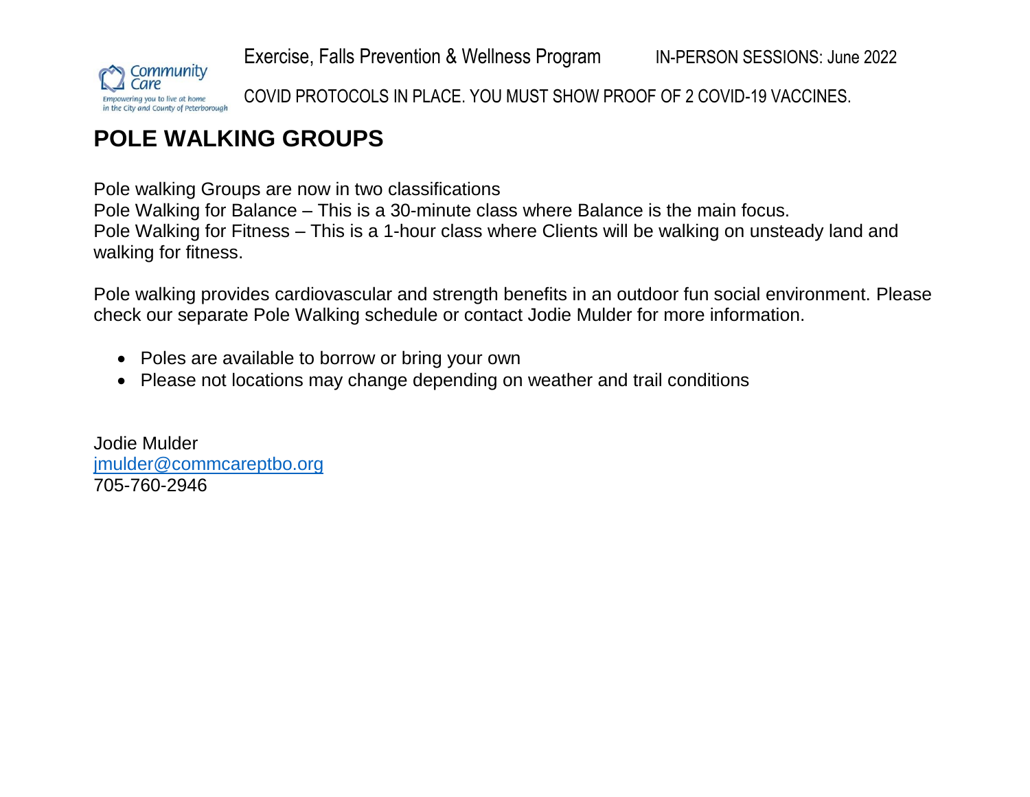Exercise, Falls Prevention & Wellness Program IN-PERSON SESSIONS: June 2022

COVID PROTOCOLS IN PLACE. YOU MUST SHOW PROOF OF 2 COVID-19 VACCINES.

# POLE WALKING GROUPS

Pole walking Groups are now in two classifications
Pole Walking for Balance – This is a 30-minute class where Balance is the main focus.
Pole Walking for Fitness – This is a 1-hour class where Clients will be walking on unsteady land and walking for fitness.

Pole walking provides cardiovascular and strength benefits in an outdoor fun social environment. Please check our separate Pole Walking schedule or contact Jodie Mulder for more information.

- Poles are available to borrow or bring your own
- Please not locations may change depending on weather and trail conditions

Jodie Mulder
jmulder@commcareptbo.org
705-760-2946